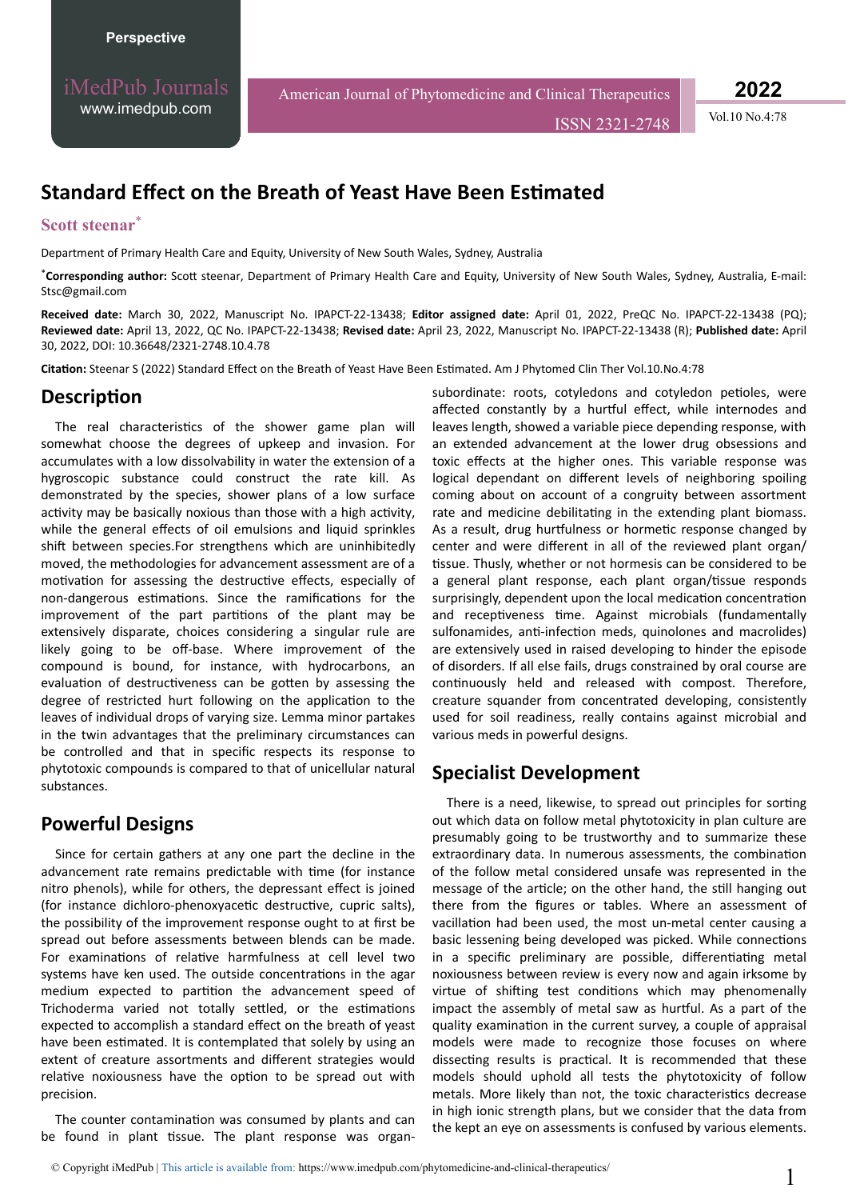Perspective

iMedPub Journals
www.imedpub.com

American Journal of Phytomedicine and Clinical Therapeutics
ISSN 2321-2748

2022
Vol.10 No.4:78

# Standard Effect on the Breath of Yeast Have Been Estimated

**Scott steenar***

Department of Primary Health Care and Equity, University of New South Wales, Sydney, Australia

***Corresponding author:** Scott steenar, Department of Primary Health Care and Equity, University of New South Wales, Sydney, Australia, E-mail: Stsc@gmail.com

**Received date:** March 30, 2022, Manuscript No. IPAPCT-22-13438; **Editor assigned date:** April 01, 2022, PreQC No. IPAPCT-22-13438 (PQ); **Reviewed date:** April 13, 2022, QC No. IPAPCT-22-13438; **Revised date:** April 23, 2022, Manuscript No. IPAPCT-22-13438 (R); **Published date:** April 30, 2022, DOI: 10.36648/2321-2748.10.4.78

**Citation:** Steenar S (2022) Standard Effect on the Breath of Yeast Have Been Estimated. Am J Phytomed Clin Ther Vol.10.No.4:78

## Description

The real characteristics of the shower game plan will somewhat choose the degrees of upkeep and invasion. For accumulates with a low dissolvability in water the extension of a hygroscopic substance could construct the rate kill. As demonstrated by the species, shower plans of a low surface activity may be basically noxious than those with a high activity, while the general effects of oil emulsions and liquid sprinkles shift between species.For strengthens which are uninhibitedly moved, the methodologies for advancement assessment are of a motivation for assessing the destructive effects, especially of non-dangerous estimations. Since the ramifications for the improvement of the part partitions of the plant may be extensively disparate, choices considering a singular rule are likely going to be off-base. Where improvement of the compound is bound, for instance, with hydrocarbons, an evaluation of destructiveness can be gotten by assessing the degree of restricted hurt following on the application to the leaves of individual drops of varying size. Lemma minor partakes in the twin advantages that the preliminary circumstances can be controlled and that in specific respects its response to phytotoxic compounds is compared to that of unicellular natural substances.

## Powerful Designs

Since for certain gathers at any one part the decline in the advancement rate remains predictable with time (for instance nitro phenols), while for others, the depressant effect is joined (for instance dichloro-phenoxyacetic destructive, cupric salts), the possibility of the improvement response ought to at first be spread out before assessments between blends can be made. For examinations of relative harmfulness at cell level two systems have ken used. The outside concentrations in the agar medium expected to partition the advancement speed of Trichoderma varied not totally settled, or the estimations expected to accomplish a standard effect on the breath of yeast have been estimated. It is contemplated that solely by using an extent of creature assortments and different strategies would relative noxiousness have the option to be spread out with precision.

The counter contamination was consumed by plants and can be found in plant tissue. The plant response was organ-subordinate: roots, cotyledons and cotyledon petioles, were affected constantly by a hurtful effect, while internodes and leaves length, showed a variable piece depending response, with an extended advancement at the lower drug obsessions and toxic effects at the higher ones. This variable response was logical dependant on different levels of neighboring spoiling coming about on account of a congruity between assortment rate and medicine debilitating in the extending plant biomass. As a result, drug hurtfulness or hormetic response changed by center and were different in all of the reviewed plant organ/tissue. Thusly, whether or not hormesis can be considered to be a general plant response, each plant organ/tissue responds surprisingly, dependent upon the local medication concentration and receptiveness time. Against microbials (fundamentally sulfonamides, anti-infection meds, quinolones and macrolides) are extensively used in raised developing to hinder the episode of disorders. If all else fails, drugs constrained by oral course are continuously held and released with compost. Therefore, creature squander from concentrated developing, consistently used for soil readiness, really contains against microbial and various meds in powerful designs.

## Specialist Development

There is a need, likewise, to spread out principles for sorting out which data on follow metal phytotoxicity in plan culture are presumably going to be trustworthy and to summarize these extraordinary data. In numerous assessments, the combination of the follow metal considered unsafe was represented in the message of the article; on the other hand, the still hanging out there from the figures or tables. Where an assessment of vacillation had been used, the most un-metal center causing a basic lessening being developed was picked. While connections in a specific preliminary are possible, differentiating metal noxiousness between review is every now and again irksome by virtue of shifting test conditions which may phenomenally impact the assembly of metal saw as hurtful. As a part of the quality examination in the current survey, a couple of appraisal models were made to recognize those focuses on where dissecting results is practical. It is recommended that these models should uphold all tests the phytotoxicity of follow metals. More likely than not, the toxic characteristics decrease in high ionic strength plans, but we consider that the data from the kept an eye on assessments is confused by various elements.

© Copyright iMedPub | This article is available from: https://www.imedpub.com/phytomedicine-and-clinical-therapeutics/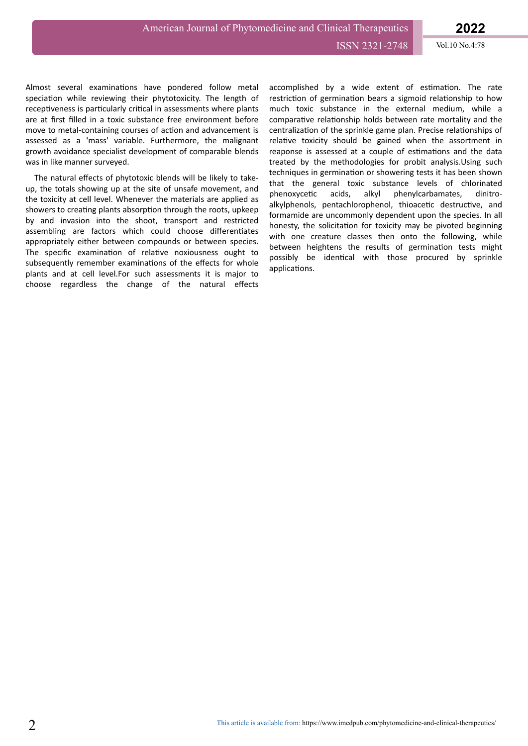Almost several examinations have pondered follow metal speciation while reviewing their phytotoxicity. The length of receptiveness is particularly critical in assessments where plants are at first filled in a toxic substance free environment before move to metal-containing courses of action and advancement is assessed as a 'mass' variable. Furthermore, the malignant growth avoidance specialist development of comparable blends was in like manner surveyed.

The natural effects of phytotoxic blends will be likely to take-up, the totals showing up at the site of unsafe movement, and the toxicity at cell level. Whenever the materials are applied as showers to creating plants absorption through the roots, upkeep by and invasion into the shoot, transport and restricted assembling are factors which could choose differentiates appropriately either between compounds or between species. The specific examination of relative noxiousness ought to subsequently remember examinations of the effects for whole plants and at cell level.For such assessments it is major to choose regardless the change of the natural effects accomplished by a wide extent of estimation. The rate restriction of germination bears a sigmoid relationship to how much toxic substance in the external medium, while a comparative relationship holds between rate mortality and the centralization of the sprinkle game plan. Precise relationships of relative toxicity should be gained when the assortment in reaponse is assessed at a couple of estimations and the data treated by the methodologies for probit analysis.Using such techniques in germination or showering tests it has been shown that the general toxic substance levels of chlorinated phenoxycetic acids, alkyl phenylcarbamates, dinitro-alkylphenols, pentachlorophenol, thioacetic destructive, and formamide are uncommonly dependent upon the species. In all honesty, the solicitation for toxicity may be pivoted beginning with one creature classes then onto the following, while between heightens the results of germination tests might possibly be identical with those procured by sprinkle applications.